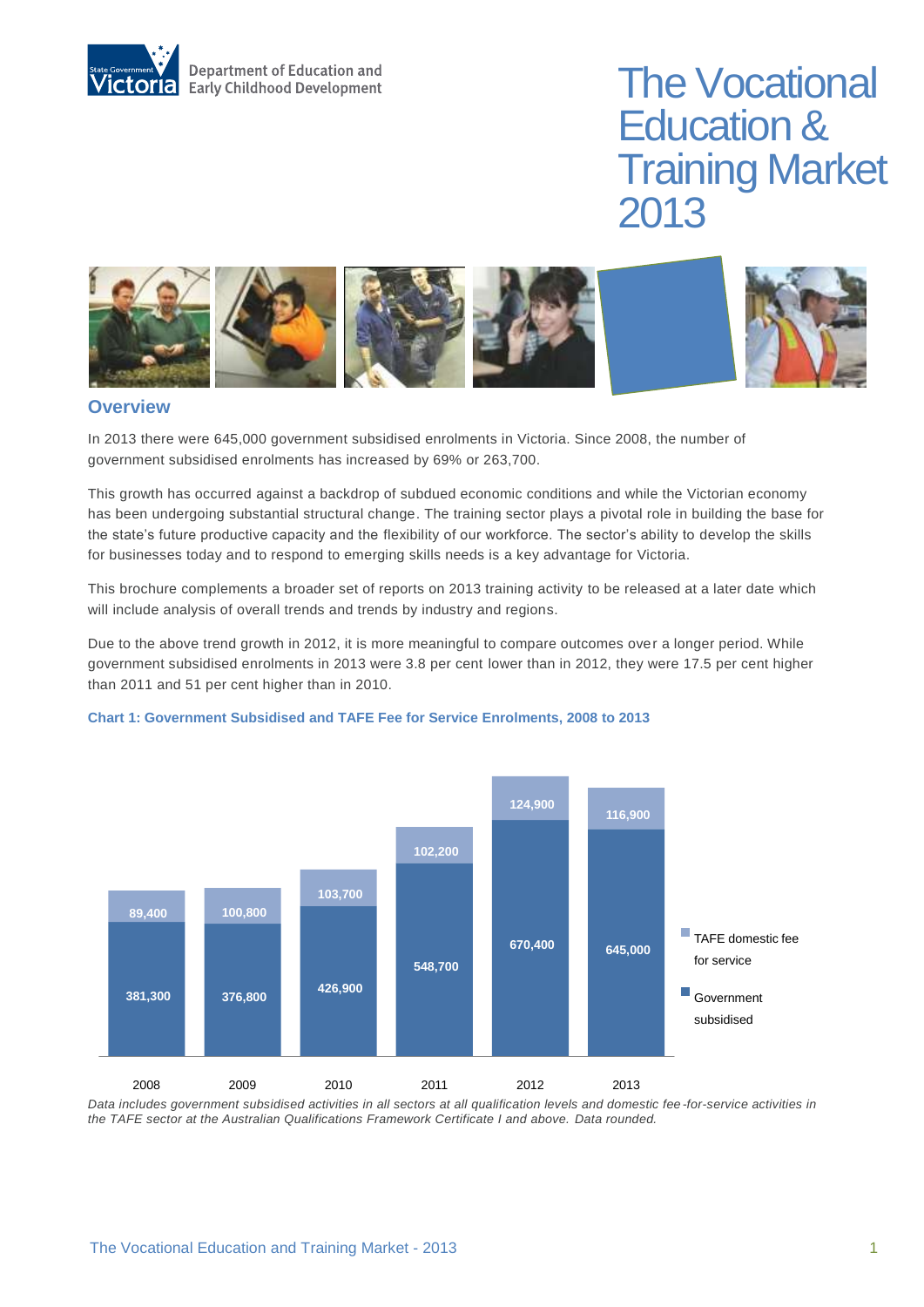Department of Education and Early Childhood Development

# The Vocational Education & Training Market 2013

## Overview

In 2013 there were 645,000 government subsidised enrolments in Victoria. Since 2008, the number of government subsidised enrolments has increased by 69% or 263,700.

This growth has occurred against a backdrop of subdued economic conditions and while the Victorian economy has been undergoing substantial structural change. The training sector plays a pivotal role in building the base for the state's future productive capacity and the flexibility of our workforce. The sector's ability to develop the skills for businesses today and to respond to emerging skills needs is a key advantage for Victoria.

This brochure complements a broader set of reports on 2013 training activity to be released at a later date which will include analysis of overall trends and trends by industry and regions.

Due to the above trend growth in 2012, it is more meaningful to compare outcomes over a longer period. While government subsidised enrolments in 2013 were 3.8 per cent lower than in 2012, they were 17.5 per cent higher than 2011 and 51 per cent higher than in 2010.

**Chart 1: Government Subsidised and TAFE Fee for Service Enrolments, 2008 to 2013**

| Year | Government subsidised | TAFE domestic fee for service |
|---|---|---|
| 2008 | 381,300 | 89,400 |
| 2009 | 376,800 | 100,800 |
| 2010 | 426,900 | 103,700 |
| 2011 | 548,700 | 102,200 |
| 2012 | 670,400 | 124,900 |
| 2013 | 645,000 | 116,900 |

*Data includes government subsidised activities in all sectors at all qualification levels and domestic fee-for-service activities in the TAFE sector at the Australian Qualifications Framework Certificate I and above. Data rounded.*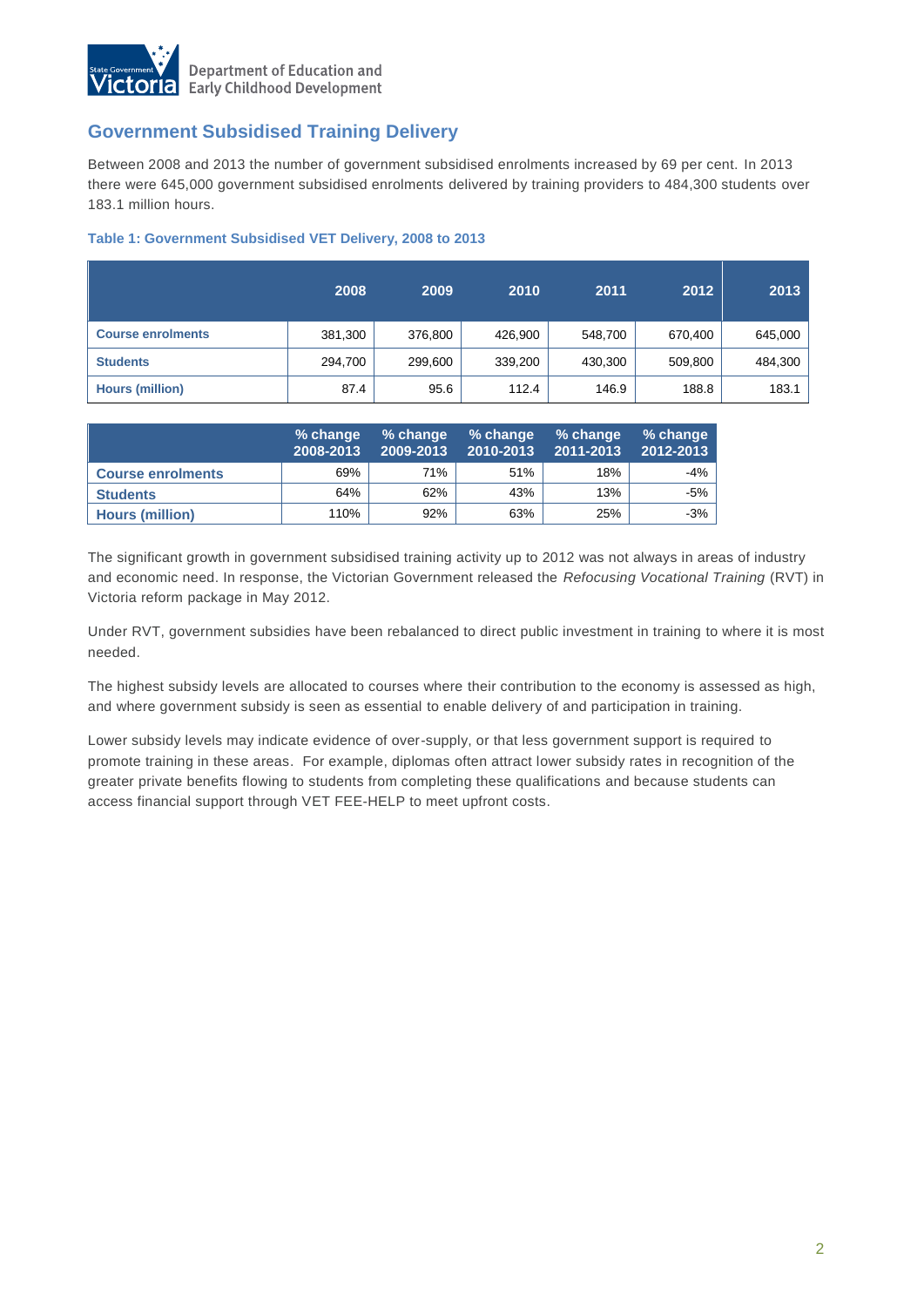## Government Subsidised Training Delivery

Between 2008 and 2013 the number of government subsidised enrolments increased by 69 per cent. In 2013 there were 645,000 government subsidised enrolments delivered by training providers to 484,300 students over 183.1 million hours.

**Table 1: Government Subsidised VET Delivery, 2008 to 2013**

| | 2008 | 2009 | 2010 | 2011 | 2012 | 2013 |
|---|---|---|---|---|---|---|
| **Course enrolments** | 381,300 | 376,800 | 426,900 | 548,700 | 670,400 | 645,000 |
| **Students** | 294,700 | 299,600 | 339,200 | 430,300 | 509,800 | 484,300 |
| **Hours (million)** | 87.4 | 95.6 | 112.4 | 146.9 | 188.8 | 183.1 |

| | % change 2008-2013 | % change 2009-2013 | % change 2010-2013 | % change 2011-2013 | % change 2012-2013 |
|---|---|---|---|---|---|
| **Course enrolments** | 69% | 71% | 51% | 18% | -4% |
| **Students** | 64% | 62% | 43% | 13% | -5% |
| **Hours (million)** | 110% | 92% | 63% | 25% | -3% |

The significant growth in government subsidised training activity up to 2012 was not always in areas of industry and economic need. In response, the Victorian Government released the *Refocusing Vocational Training* (RVT) in Victoria reform package in May 2012.

Under RVT, government subsidies have been rebalanced to direct public investment in training to where it is most needed.

The highest subsidy levels are allocated to courses where their contribution to the economy is assessed as high, and where government subsidy is seen as essential to enable delivery of and participation in training.

Lower subsidy levels may indicate evidence of over-supply, or that less government support is required to promote training in these areas. For example, diplomas often attract lower subsidy rates in recognition of the greater private benefits flowing to students from completing these qualifications and because students can access financial support through VET FEE-HELP to meet upfront costs.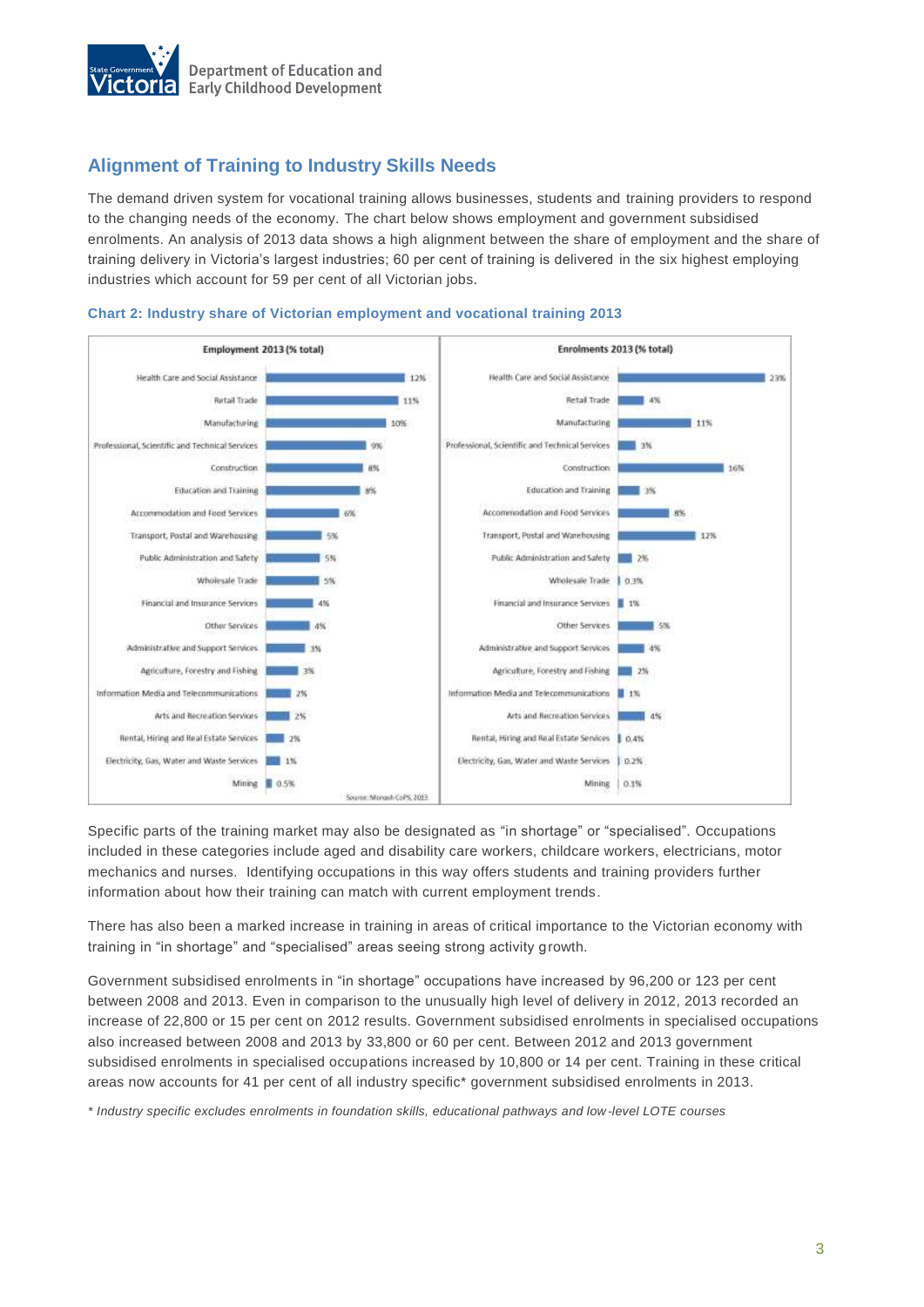## Alignment of Training to Industry Skills Needs

The demand driven system for vocational training allows businesses, students and training providers to respond to the changing needs of the economy. The chart below shows employment and government subsidised enrolments. An analysis of 2013 data shows a high alignment between the share of employment and the share of training delivery in Victoria's largest industries; 60 per cent of training is delivered in the six highest employing industries which account for 59 per cent of all Victorian jobs.

**Chart 2: Industry share of Victorian employment and vocational training 2013**

| Industry | Employment 2013 (% total) | Enrolments 2013 (% total) |
|---|---|---|
| Health Care and Social Assistance | 12% | 23% |
| Retail Trade | 11% | 4% |
| Manufacturing | 10% | 11% |
| Professional, Scientific and Technical Services | 9% | 3% |
| Construction | 8% | 16% |
| Education and Training | 8% | 3% |
| Accommodation and Food Services | 6% | 8% |
| Transport, Postal and Warehousing | 5% | 12% |
| Public Administration and Safety | 5% | 2% |
| Wholesale Trade | 5% | 0.3% |
| Financial and Insurance Services | 4% | 1% |
| Other Services | 4% | 5% |
| Administrative and Support Services | 3% | 4% |
| Agriculture, Forestry and Fishing | 3% | 2% |
| Information Media and Telecommunications | 2% | 1% |
| Arts and Recreation Services | 2% | 4% |
| Rental, Hiring and Real Estate Services | 2% | 0.4% |
| Electricity, Gas, Water and Waste Services | 1% | 0.2% |
| Mining | 0.5% | 0.1% |

Source: Monash CoPS, 2013

Specific parts of the training market may also be designated as "in shortage" or "specialised". Occupations included in these categories include aged and disability care workers, childcare workers, electricians, motor mechanics and nurses. Identifying occupations in this way offers students and training providers further information about how their training can match with current employment trends.

There has also been a marked increase in training in areas of critical importance to the Victorian economy with training in "in shortage" and "specialised" areas seeing strong activity growth.

Government subsidised enrolments in "in shortage" occupations have increased by 96,200 or 123 per cent between 2008 and 2013. Even in comparison to the unusually high level of delivery in 2012, 2013 recorded an increase of 22,800 or 15 per cent on 2012 results. Government subsidised enrolments in specialised occupations also increased between 2008 and 2013 by 33,800 or 60 per cent. Between 2012 and 2013 government subsidised enrolments in specialised occupations increased by 10,800 or 14 per cent. Training in these critical areas now accounts for 41 per cent of all industry specific* government subsidised enrolments in 2013.

*\* Industry specific excludes enrolments in foundation skills, educational pathways and low-level LOTE courses*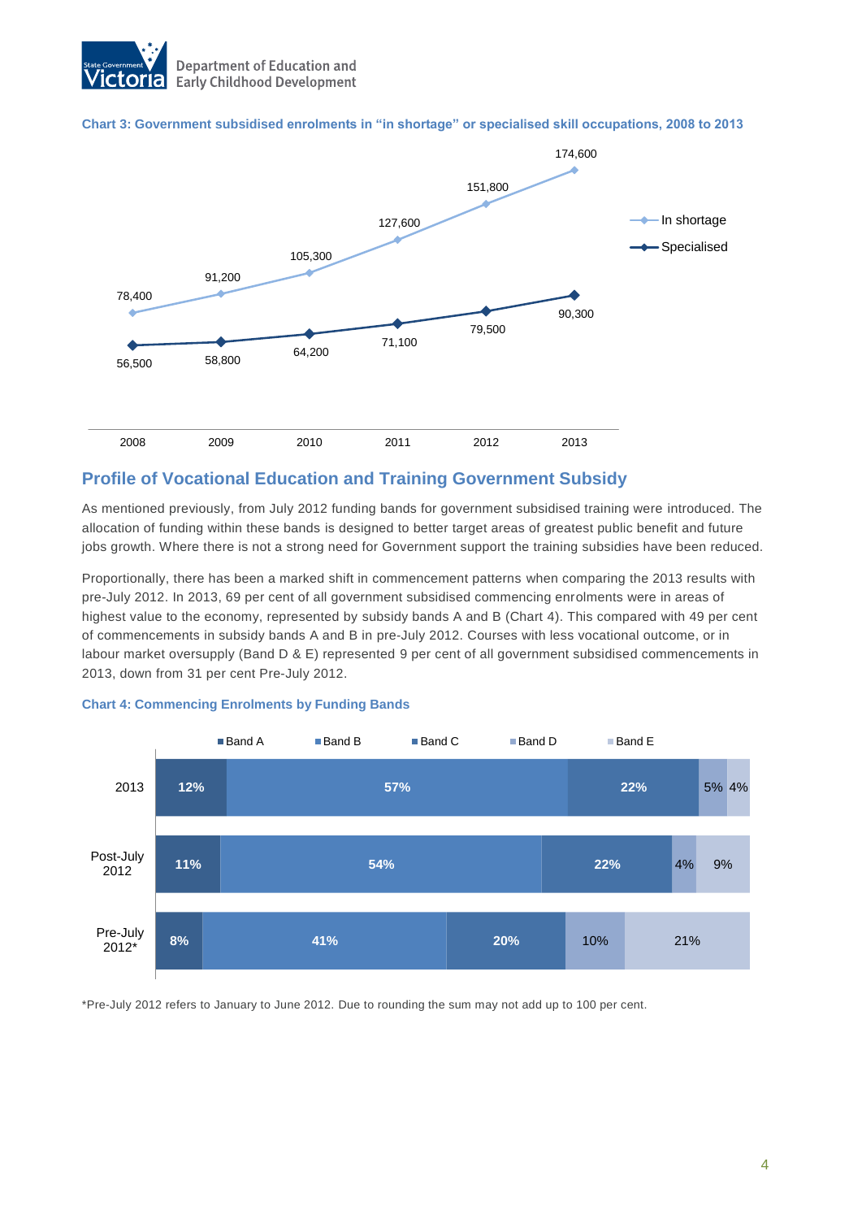**Chart 3: Government subsidised enrolments in "in shortage" or specialised skill occupations, 2008 to 2013**

| Year | In shortage | Specialised |
|---|---|---|
| 2008 | 78,400 | 56,500 |
| 2009 | 91,200 | 58,800 |
| 2010 | 105,300 | 64,200 |
| 2011 | 127,600 | 71,100 |
| 2012 | 151,800 | 79,500 |
| 2013 | 174,600 | 90,300 |

## Profile of Vocational Education and Training Government Subsidy

As mentioned previously, from July 2012 funding bands for government subsidised training were introduced. The allocation of funding within these bands is designed to better target areas of greatest public benefit and future jobs growth. Where there is not a strong need for Government support the training subsidies have been reduced.

Proportionally, there has been a marked shift in commencement patterns when comparing the 2013 results with pre-July 2012. In 2013, 69 per cent of all government subsidised commencing enrolments were in areas of highest value to the economy, represented by subsidy bands A and B (Chart 4). This compared with 49 per cent of commencements in subsidy bands A and B in pre-July 2012. Courses with less vocational outcome, or in labour market oversupply (Band D & E) represented 9 per cent of all government subsidised commencements in 2013, down from 31 per cent Pre-July 2012.

**Chart 4: Commencing Enrolments by Funding Bands**

| | Band A | Band B | Band C | Band D | Band E |
|---|---|---|---|---|---|
| 2013 | 12% | 57% | 22% | 5% | 4% |
| Post-July 2012 | 11% | 54% | 22% | 4% | 9% |
| Pre-July 2012* | 8% | 41% | 20% | 10% | 21% |

*Pre-July 2012 refers to January to June 2012. Due to rounding the sum may not add up to 100 per cent.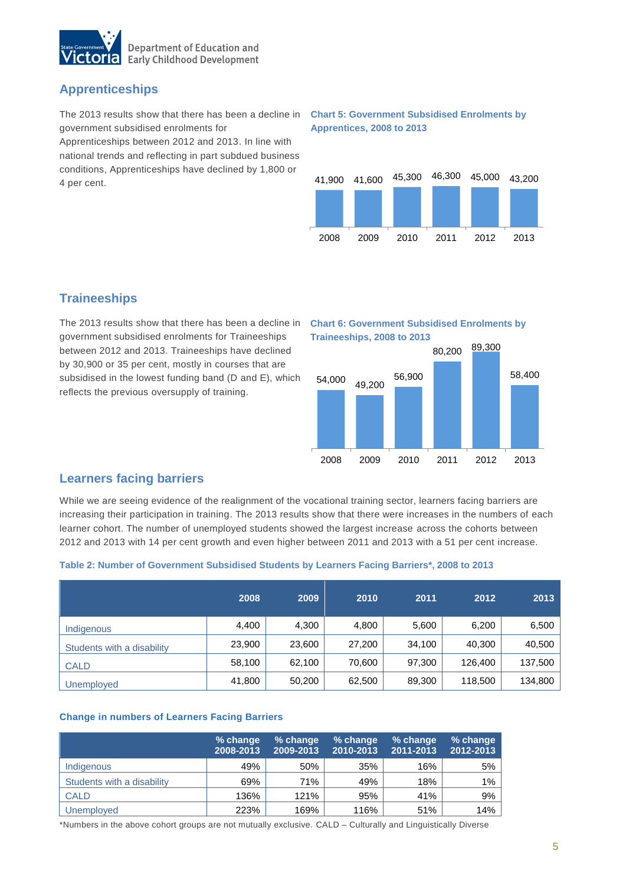## Apprenticeships

The 2013 results show that there has been a decline in government subsidised enrolments for Apprenticeships between 2012 and 2013. In line with national trends and reflecting in part subdued business conditions, Apprenticeships have declined by 1,800 or 4 per cent.

**Chart 5: Government Subsidised Enrolments by Apprentices, 2008 to 2013**

| 2008 | 2009 | 2010 | 2011 | 2012 | 2013 |
|---|---|---|---|---|---|
| 41,900 | 41,600 | 45,300 | 46,300 | 45,000 | 43,200 |

## Traineeships

The 2013 results show that there has been a decline in government subsidised enrolments for Traineeships between 2012 and 2013. Traineeships have declined by 30,900 or 35 per cent, mostly in courses that are subsidised in the lowest funding band (D and E), which reflects the previous oversupply of training.

**Chart 6: Government Subsidised Enrolments by Traineeships, 2008 to 2013**

| 2008 | 2009 | 2010 | 2011 | 2012 | 2013 |
|---|---|---|---|---|---|
| 54,000 | 49,200 | 56,900 | 80,200 | 89,300 | 58,400 |

## Learners facing barriers

While we are seeing evidence of the realignment of the vocational training sector, learners facing barriers are increasing their participation in training. The 2013 results show that there were increases in the numbers of each learner cohort. The number of unemployed students showed the largest increase across the cohorts between 2012 and 2013 with 14 per cent growth and even higher between 2011 and 2013 with a 51 per cent increase.

**Table 2: Number of Government Subsidised Students by Learners Facing Barriers*, 2008 to 2013**

| | 2008 | 2009 | 2010 | 2011 | 2012 | 2013 |
|---|---|---|---|---|---|---|
| Indigenous | 4,400 | 4,300 | 4,800 | 5,600 | 6,200 | 6,500 |
| Students with a disability | 23,900 | 23,600 | 27,200 | 34,100 | 40,300 | 40,500 |
| CALD | 58,100 | 62,100 | 70,600 | 97,300 | 126,400 | 137,500 |
| Unemployed | 41,800 | 50,200 | 62,500 | 89,300 | 118,500 | 134,800 |

**Change in numbers of Learners Facing Barriers**

| | % change 2008-2013 | % change 2009-2013 | % change 2010-2013 | % change 2011-2013 | % change 2012-2013 |
|---|---|---|---|---|---|
| Indigenous | 49% | 50% | 35% | 16% | 5% |
| Students with a disability | 69% | 71% | 49% | 18% | 1% |
| CALD | 136% | 121% | 95% | 41% | 9% |
| Unemployed | 223% | 169% | 116% | 51% | 14% |

*Numbers in the above cohort groups are not mutually exclusive. CALD – Culturally and Linguistically Diverse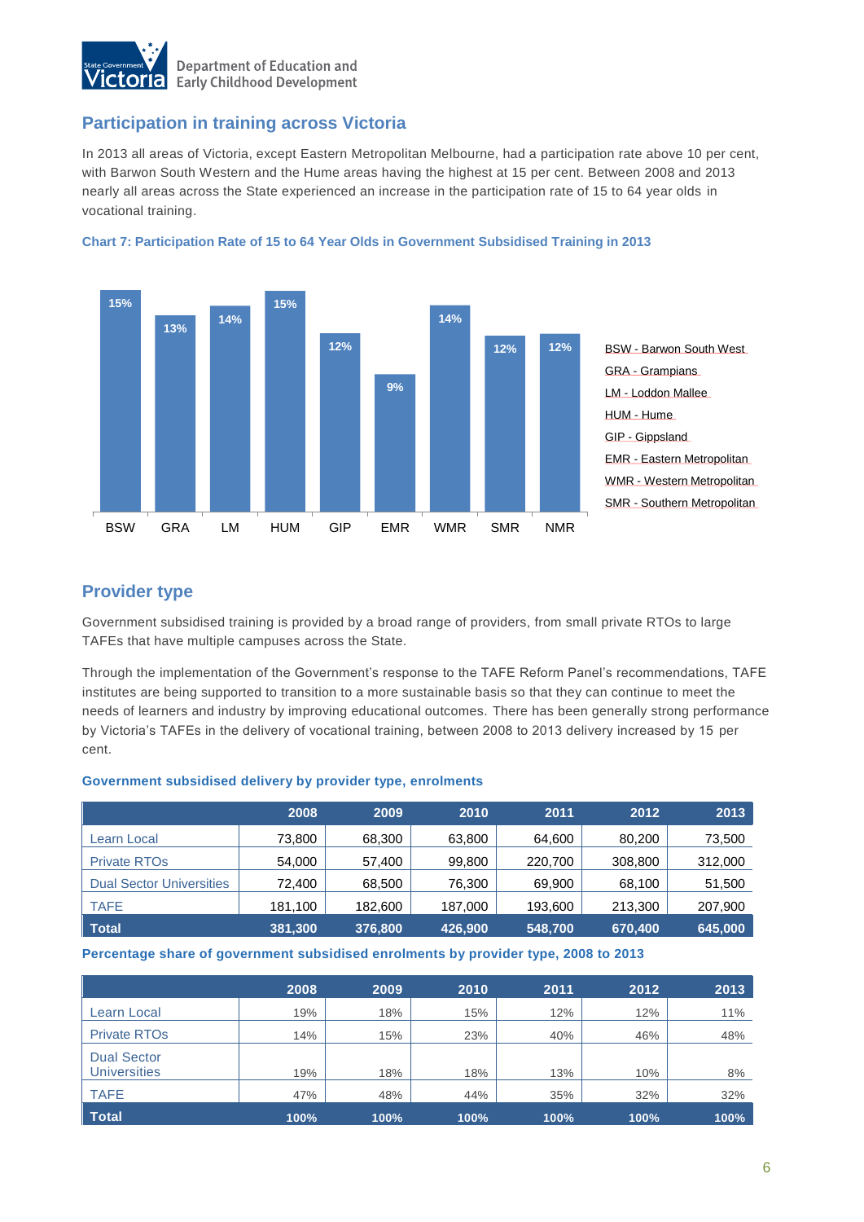## Participation in training across Victoria

In 2013 all areas of Victoria, except Eastern Metropolitan Melbourne, had a participation rate above 10 per cent, with Barwon South Western and the Hume areas having the highest at 15 per cent. Between 2008 and 2013 nearly all areas across the State experienced an increase in the participation rate of 15 to 64 year olds in vocational training.

**Chart 7: Participation Rate of 15 to 64 Year Olds in Government Subsidised Training in 2013**

| Region | Participation Rate |
|---|---|
| BSW | 15% |
| GRA | 13% |
| LM | 14% |
| HUM | 15% |
| GIP | 12% |
| EMR | 9% |
| WMR | 14% |
| SMR | 12% |
| NMR | 12% |

BSW - Barwon South West
GRA - Grampians
LM - Loddon Mallee
HUM - Hume
GIP - Gippsland
EMR - Eastern Metropolitan
WMR - Western Metropolitan
SMR - Southern Metropolitan

## Provider type

Government subsidised training is provided by a broad range of providers, from small private RTOs to large TAFEs that have multiple campuses across the State.

Through the implementation of the Government's response to the TAFE Reform Panel's recommendations, TAFE institutes are being supported to transition to a more sustainable basis so that they can continue to meet the needs of learners and industry by improving educational outcomes. There has been generally strong performance by Victoria's TAFEs in the delivery of vocational training, between 2008 to 2013 delivery increased by 15 per cent.

**Government subsidised delivery by provider type, enrolments**

| | 2008 | 2009 | 2010 | 2011 | 2012 | 2013 |
|---|---|---|---|---|---|---|
| Learn Local | 73,800 | 68,300 | 63,800 | 64,600 | 80,200 | 73,500 |
| Private RTOs | 54,000 | 57,400 | 99,800 | 220,700 | 308,800 | 312,000 |
| Dual Sector Universities | 72,400 | 68,500 | 76,300 | 69,900 | 68,100 | 51,500 |
| TAFE | 181,100 | 182,600 | 187,000 | 193,600 | 213,300 | 207,900 |
| **Total** | **381,300** | **376,800** | **426,900** | **548,700** | **670,400** | **645,000** |

**Percentage share of government subsidised enrolments by provider type, 2008 to 2013**

| | 2008 | 2009 | 2010 | 2011 | 2012 | 2013 |
|---|---|---|---|---|---|---|
| Learn Local | 19% | 18% | 15% | 12% | 12% | 11% |
| Private RTOs | 14% | 15% | 23% | 40% | 46% | 48% |
| Dual Sector Universities | 19% | 18% | 18% | 13% | 10% | 8% |
| TAFE | 47% | 48% | 44% | 35% | 32% | 32% |
| **Total** | **100%** | **100%** | **100%** | **100%** | **100%** | **100%** |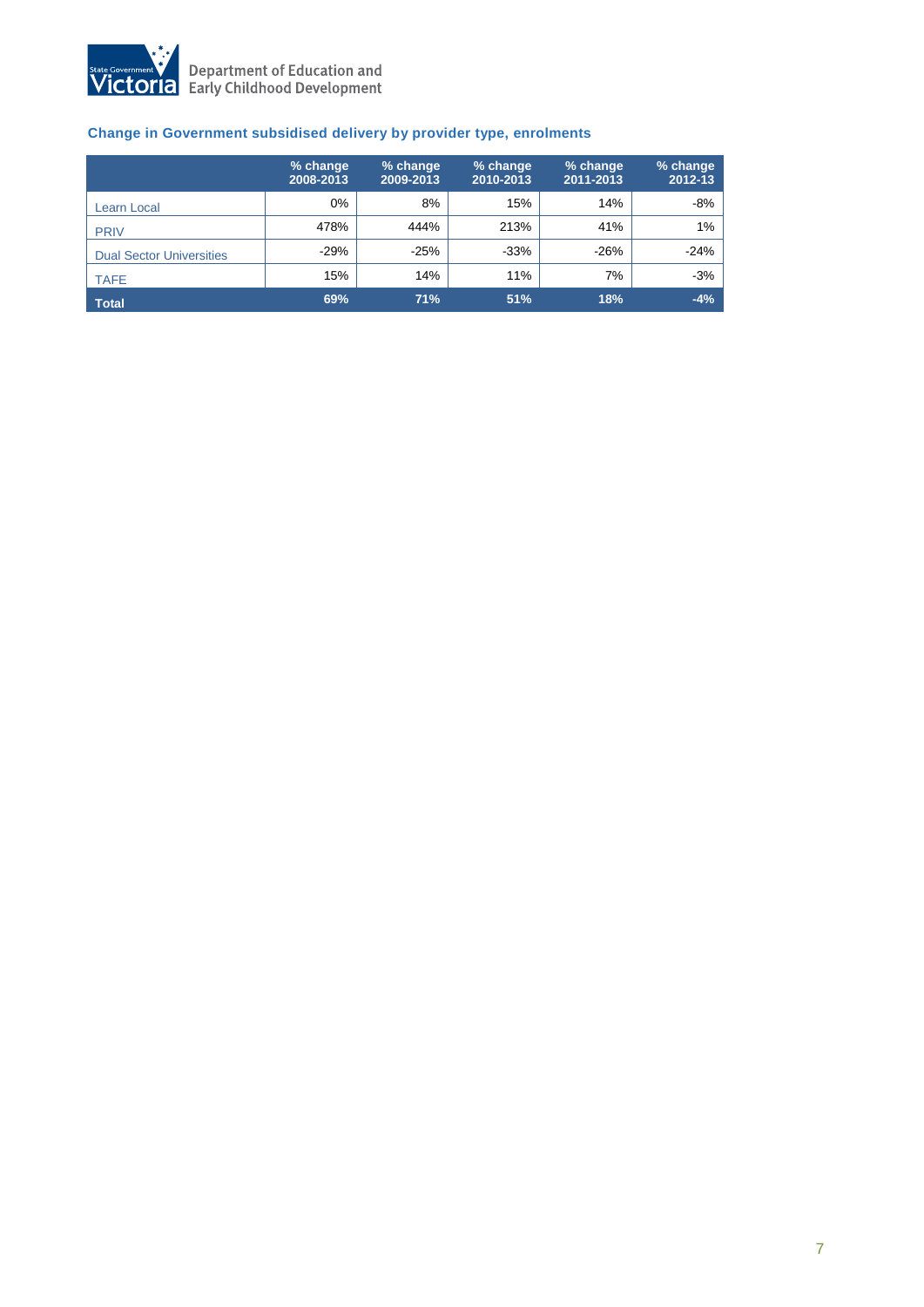### Change in Government subsidised delivery by provider type, enrolments

| | % change 2008-2013 | % change 2009-2013 | % change 2010-2013 | % change 2011-2013 | % change 2012-13 |
|---|---|---|---|---|---|
| Learn Local | 0% | 8% | 15% | 14% | -8% |
| PRIV | 478% | 444% | 213% | 41% | 1% |
| Dual Sector Universities | -29% | -25% | -33% | -26% | -24% |
| TAFE | 15% | 14% | 11% | 7% | -3% |
| **Total** | **69%** | **71%** | **51%** | **18%** | **-4%** |